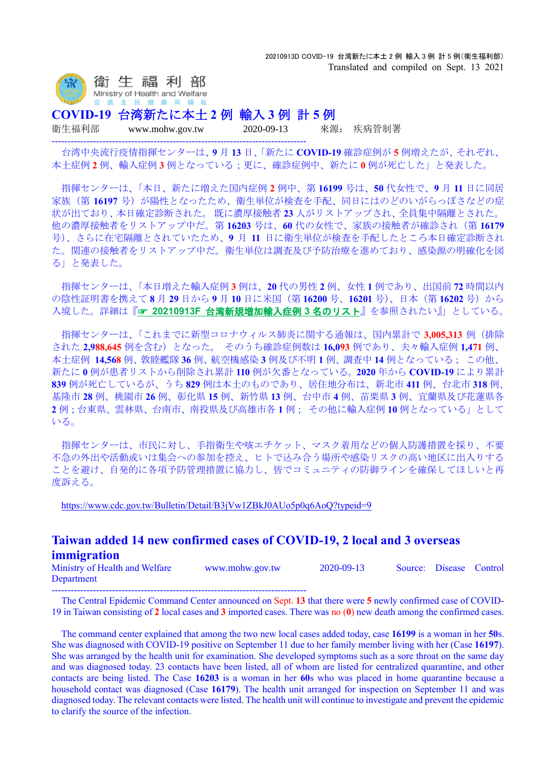20210913D COVID-19 台湾新たに本土 2 例 輸入 3 例 計 5 例(衛生福利部)
Translated and compiled on Sept. 13 2021

衛生福利部
Ministry of Health and Welfare

# COVID-19 台湾新たに本土 2 例 輸入 3 例 計 5 例

衛生福利部 www.mohw.gov.tw 2020-09-13 來源： 疾病管制署

---

台湾中央流行疫情指揮センターは、**9** 月 **13** 日、「新たに **COVID-19** 確診症例が **5** 例増えたが、それぞれ、本土症例 **2** 例、輸入症例 **3** 例となっている；更に、確診症例中、新たに **0** 例が死亡した」と発表した。

指揮センターは、「本日、新たに増えた国内症例 **2** 例中、第 **16199** 号は、**50** 代女性で、**9** 月 **11** 日に同居家族（第 **16197** 号）が陽性となったため、衛生単位が検査を手配、同日にはのどのいがらっぽさなどの症状が出ており、本日確定診断された。 既に濃厚接触者 **23** 人がリストアップされ、全員集中隔離とされた。他の濃厚接触者をリストアップ中だ。第 **16203** 号は、**60** 代の女性で、家族の接触者が確診され（第 **16179** 号)、さらに在宅隔離とされていたため、**9** 月 **11** 日に衛生単位が検査を手配したところ本日確定診断された。関連の接触者をリストアップ中だ。衛生単位は調査及び予防治療を進めており、感染源の明確化を図る」と発表した。

指揮センターは、「本日増えた輸入症例 **3** 例は、**20** 代の男性 **2** 例、女性 **1** 例であり、出国前 **72** 時間以内の陰性証明書を携えて **8** 月 **29** 日から **9** 月 **10** 日に米国（第 **16200** 号、**16201** 号)、日本（第 **16202** 号）から入境した。詳細は『☞ **20210913F 台湾新規増加輸入症例 3 名のリスト**』を参照されたい』」としている。

指揮センターは、「これまでに新型コロナウィルス肺炎に関する通報は、国内累計で **3,005,313** 例（排除された **2,988,645** 例を含む）となった。 そのうち確診症例数は **16,093** 例であり、夫々輸入症例 **1,471** 例、本土症例 **14,568** 例、敦睦艦隊 **36** 例、航空機感染 **3** 例及び不明 **1** 例、調査中 **14** 例となっている； この他、新たに **0** 例が患者リストから削除され累計 **110** 例が欠番となっている。**2020** 年から **COVID-19** により累計 **839** 例が死亡しているが、うち **829** 例は本土のものであり、居住地分布は、新北市 **411** 例、台北市 **318** 例、基隆市 **28** 例、桃園市 **26** 例、彰化県 **15** 例、新竹県 **13** 例、台中市 **4** 例、苗栗県 **3** 例、宜蘭県及び花蓮県各 **2** 例；台東県、雲林県、台南市、南投県及び高雄市各 **1** 例； その他に輸入症例 **10** 例となっている」としている。

指揮センターは、市民に対し、手指衛生や咳エチケット、マスク着用などの個人防護措置を採り、不要不急の外出や活動或いは集会への参加を控え、ヒトで込み合う場所や感染リスクの高い地区に出入りすることを避け、自発的に各項予防管理措置に協力し、皆でコミュニティの防御ラインを確保してほしいと再度訴える。

https://www.cdc.gov.tw/Bulletin/Detail/B3jVw1ZBkJ0AUo5p0q6AoQ?typeid=9

# Taiwan added 14 new confirmed cases of COVID-19, 2 local and 3 overseas immigration

Ministry of Health and Welfare Department www.mohw.gov.tw 2020-09-13 Source: Disease Control

---

The Central Epidemic Command Center announced on Sept. **13** that there were **5** newly confirmed case of COVID-19 in Taiwan consisting of **2** local cases and **3** imported cases. There was no **(0)** new death among the confirmed cases.

The command center explained that among the two new local cases added today, case **16199** is a woman in her **50**s. She was diagnosed with COVID-19 positive on September 11 due to her family member living with her (Case **16197**). She was arranged by the health unit for examination. She developed symptoms such as a sore throat on the same day and was diagnosed today. 23 contacts have been listed, all of whom are listed for centralized quarantine, and other contacts are being listed. The Case **16203** is a woman in her **60**s who was placed in home quarantine because a household contact was diagnosed (Case **16179**). The health unit arranged for inspection on September 11 and was diagnosed today. The relevant contacts were listed. The health unit will continue to investigate and prevent the epidemic to clarify the source of the infection.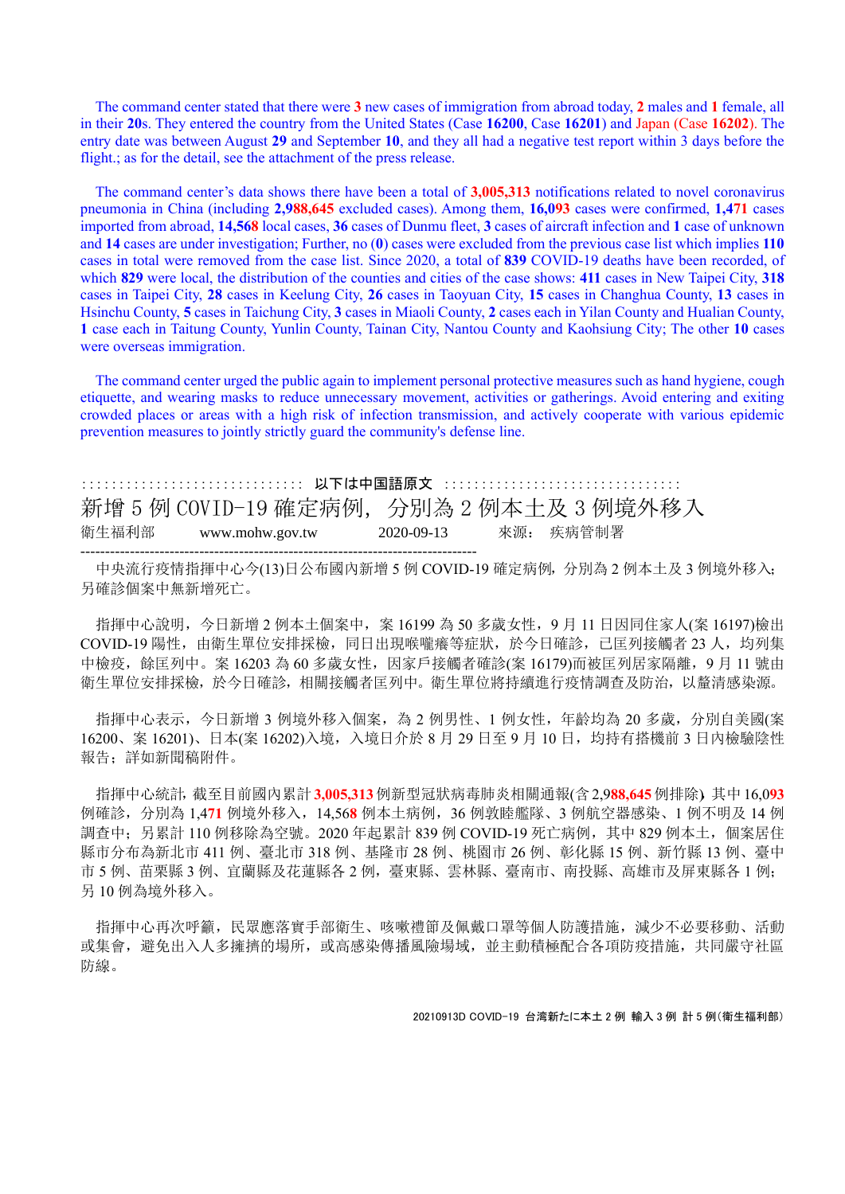The command center stated that there were **3** new cases of immigration from abroad today, **2** males and **1** female, all in their **20**s. They entered the country from the United States (Case **16200**, Case **16201**) and Japan (Case **16202**). The entry date was between August **29** and September **10**, and they all had a negative test report within 3 days before the flight.; as for the detail, see the attachment of the press release.

The command center's data shows there have been a total of **3,005,313** notifications related to novel coronavirus pneumonia in China (including **2,988,645** excluded cases). Among them, **16,093** cases were confirmed, **1,471** cases imported from abroad, **14,568** local cases, **36** cases of Dunmu fleet, **3** cases of aircraft infection and **1** case of unknown and **14** cases are under investigation; Further, no (**0**) cases were excluded from the previous case list which implies **110** cases in total were removed from the case list. Since 2020, a total of **839** COVID-19 deaths have been recorded, of which **829** were local, the distribution of the counties and cities of the case shows: **411** cases in New Taipei City, **318** cases in Taipei City, **28** cases in Keelung City, **26** cases in Taoyuan City, **15** cases in Changhua County, **13** cases in Hsinchu County, **5** cases in Taichung City, **3** cases in Miaoli County, **2** cases each in Yilan County and Hualian County, **1** case each in Taitung County, Yunlin County, Tainan City, Nantou County and Kaohsiung City; The other **10** cases were overseas immigration.

The command center urged the public again to implement personal protective measures such as hand hygiene, cough etiquette, and wearing masks to reduce unnecessary movement, activities or gatherings. Avoid entering and exiting crowded places or areas with a high risk of infection transmission, and actively cooperate with various epidemic prevention measures to jointly strictly guard the community's defense line.

:::::::::::::::::::::::::::::: 以下は中国語原文 ::::::::::::::::::::::::::::::::

# 新增 5 例 COVID-19 確定病例，分別為 2 例本土及 3 例境外移入

衛生福利部　　www.mohw.gov.tw　　2020-09-13　　來源：疾病管制署

---

中央流行疫情指揮中心今(13)日公布國內新增 5 例 COVID-19 確定病例，分別為 2 例本土及 3 例境外移入；另確診個案中無新增死亡。

指揮中心說明，今日新增 2 例本土個案中，案 16199 為 50 多歲女性，9 月 11 日因同住家人(案 16197)檢出 COVID-19 陽性，由衛生單位安排採檢，同日出現喉嚨癢等症狀，於今日確診，已匡列接觸者 23 人，均列集中檢疫，餘匡列中。案 16203 為 60 多歲女性，因家戶接觸者確診(案 16179)而被匡列居家隔離，9 月 11 號由衛生單位安排採檢，於今日確診，相關接觸者匡列中。衛生單位將持續進行疫情調查及防治，以釐清感染源。

指揮中心表示，今日新增 3 例境外移入個案，為 2 例男性、1 例女性，年齡均為 20 多歲，分別自美國(案 16200、案 16201)、日本(案 16202)入境，入境日介於 8 月 29 日至 9 月 10 日，均持有搭機前 3 日內檢驗陰性報告；詳如新聞稿附件。

指揮中心統計，截至目前國內累計 **3,005,313** 例新型冠狀病毒肺炎相關通報(含 2,9**88,645** 例排除)，其中 16,0**93** 例確診，分別為 1,4**71** 例境外移入，14,56**8** 例本土病例，36 例敦睦艦隊、3 例航空器感染、1 例不明及 14 例調查中；另累計 110 例移除為空號。2020 年起累計 839 例 COVID-19 死亡病例，其中 829 例本土，個案居住縣市分布為新北市 411 例、臺北市 318 例、基隆市 28 例、桃園市 26 例、彰化縣 15 例、新竹縣 13 例、臺中市 5 例、苗栗縣 3 例、宜蘭縣及花蓮縣各 2 例，臺東縣、雲林縣、臺南市、南投縣、高雄市及屏東縣各 1 例；另 10 例為境外移入。

指揮中心再次呼籲，民眾應落實手部衛生、咳嗽禮節及佩戴口罩等個人防護措施，減少不必要移動、活動或集會，避免出入人多擁擠的場所，或高感染傳播風險場域，並主動積極配合各項防疫措施，共同嚴守社區防線。